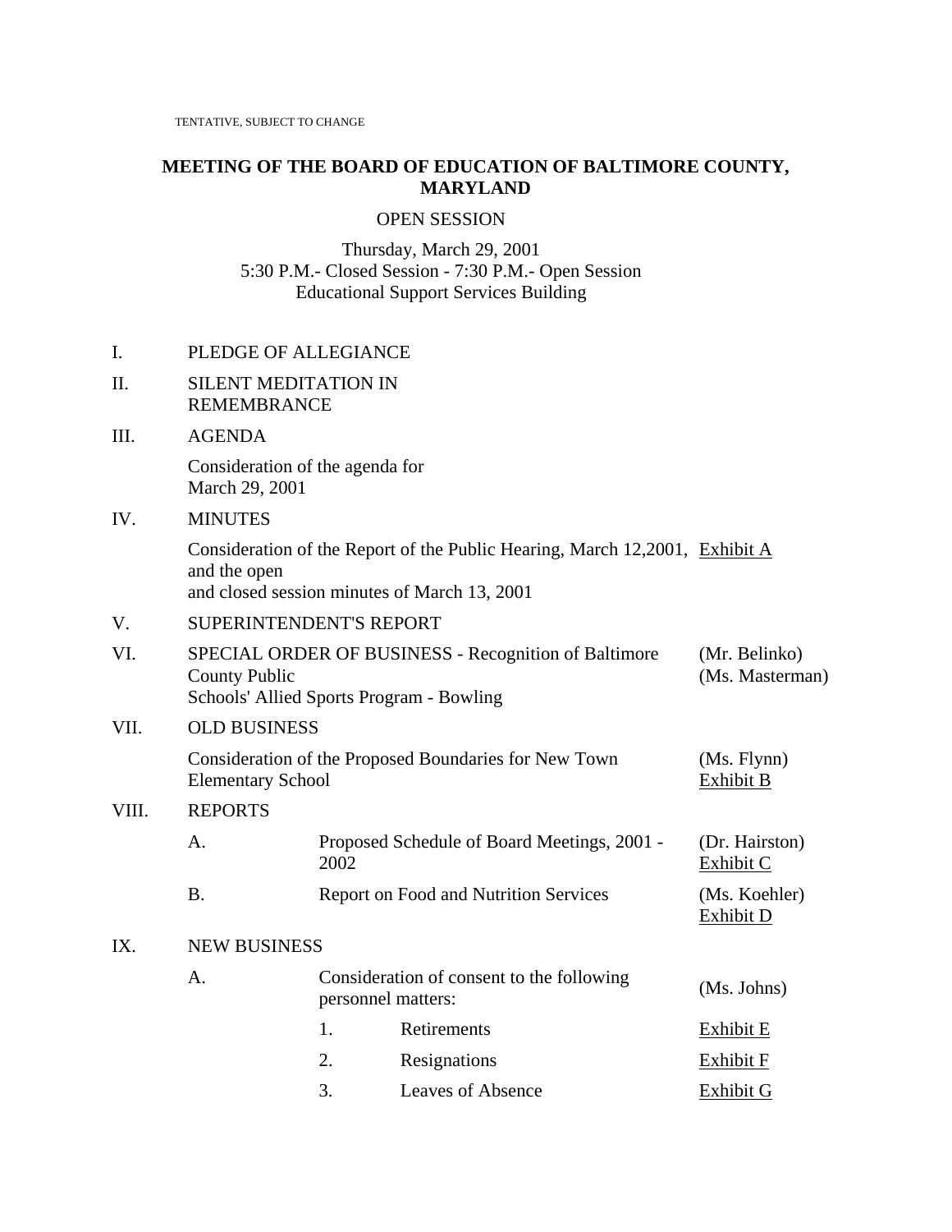TENTATIVE, SUBJECT TO CHANGE

# MEETING OF THE BOARD OF EDUCATION OF BALTIMORE COUNTY, MARYLAND

OPEN SESSION

Thursday, March 29, 2001
5:30 P.M.- Closed Session - 7:30 P.M.- Open Session
Educational Support Services Building

I. PLEDGE OF ALLEGIANCE

II. SILENT MEDITATION IN REMEMBRANCE

III. AGENDA

Consideration of the agenda for March 29, 2001

IV. MINUTES

Consideration of the Report of the Public Hearing, March 12,2001, and the open and closed session minutes of March 13, 2001 — Exhibit A

V. SUPERINTENDENT'S REPORT

VI. SPECIAL ORDER OF BUSINESS - Recognition of Baltimore County Public Schools' Allied Sports Program - Bowling — (Mr. Belinko) (Ms. Masterman)

VII. OLD BUSINESS

Consideration of the Proposed Boundaries for New Town Elementary School — (Ms. Flynn) Exhibit B

VIII. REPORTS

- A. Proposed Schedule of Board Meetings, 2001 - 2002 — (Dr. Hairston) Exhibit C
- B. Report on Food and Nutrition Services — (Ms. Koehler) Exhibit D

IX. NEW BUSINESS

- A. Consideration of consent to the following personnel matters: — (Ms. Johns)
  1. Retirements — Exhibit E
  2. Resignations — Exhibit F
  3. Leaves of Absence — Exhibit G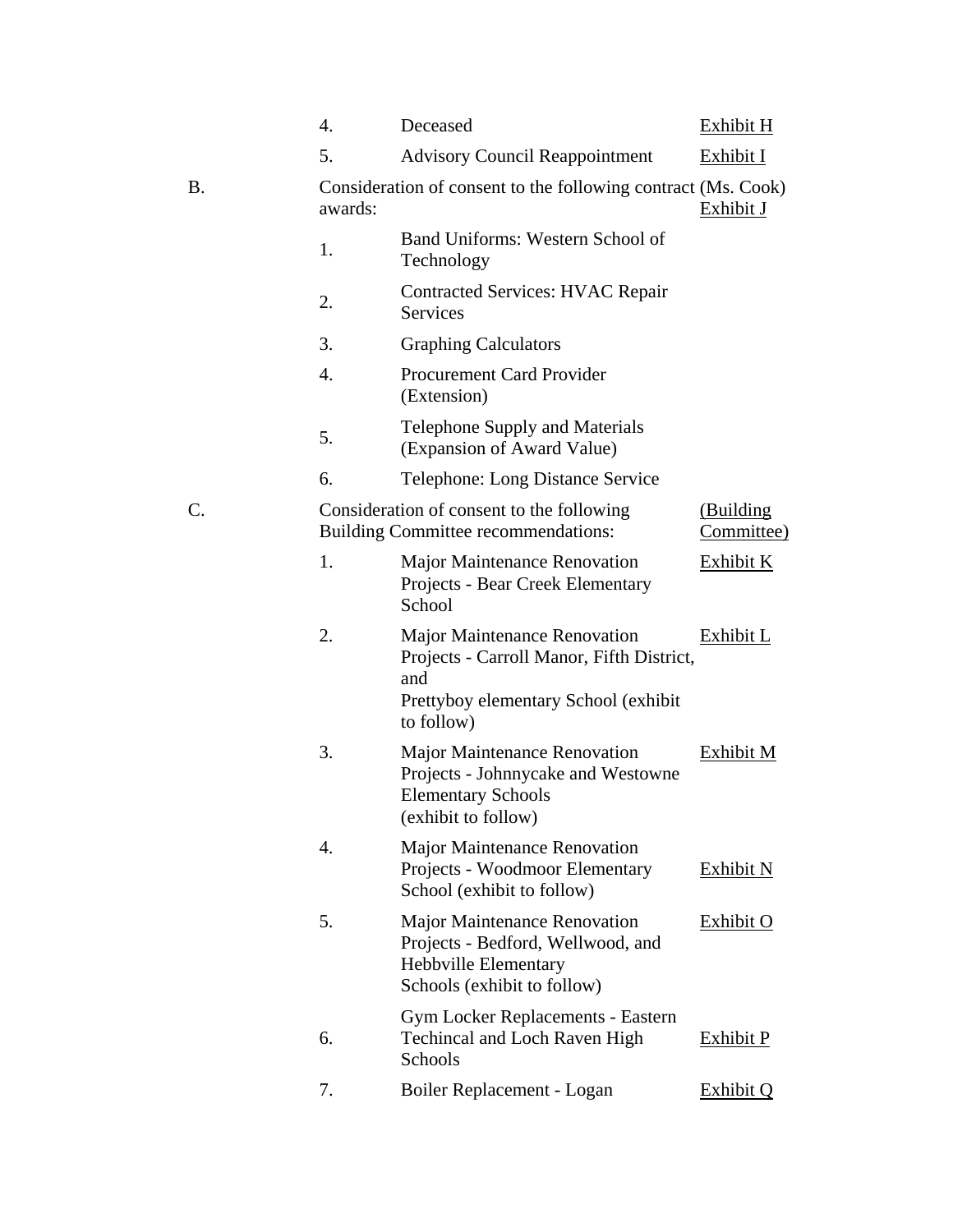|  |  |  |  |
|---|---|---|---|
|  | 4. | Deceased | Exhibit H |
|  | 5. | Advisory Council Reappointment | Exhibit I |
| B. | Consideration of consent to the following contract awards: |  | (Ms. Cook) Exhibit J |
|  | 1. | Band Uniforms: Western School of Technology |  |
|  | 2. | Contracted Services: HVAC Repair Services |  |
|  | 3. | Graphing Calculators |  |
|  | 4. | Procurement Card Provider (Extension) |  |
|  | 5. | Telephone Supply and Materials (Expansion of Award Value) |  |
|  | 6. | Telephone: Long Distance Service |  |
| C. | Consideration of consent to the following Building Committee recommendations: |  | (Building Committee) |
|  | 1. | Major Maintenance Renovation Projects - Bear Creek Elementary School | Exhibit K |
|  | 2. | Major Maintenance Renovation Projects - Carroll Manor, Fifth District, and Prettyboy elementary School (exhibit to follow) | Exhibit L |
|  | 3. | Major Maintenance Renovation Projects - Johnnycake and Westowne Elementary Schools (exhibit to follow) | Exhibit M |
|  | 4. | Major Maintenance Renovation Projects - Woodmoor Elementary School (exhibit to follow) | Exhibit N |
|  | 5. | Major Maintenance Renovation Projects - Bedford, Wellwood, and Hebbville Elementary Schools (exhibit to follow) | Exhibit O |
|  | 6. | Gym Locker Replacements - Eastern Techincal and Loch Raven High Schools | Exhibit P |
|  | 7. | Boiler Replacement - Logan | Exhibit Q |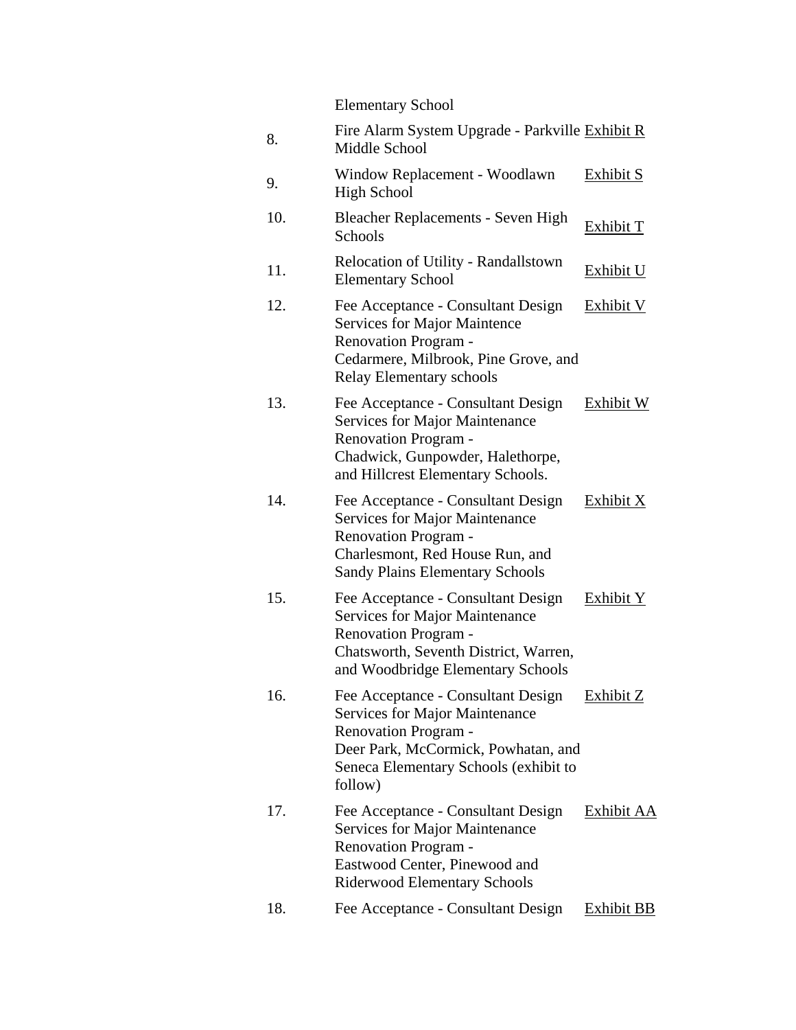| | | |
|---|---|---|
| | Elementary School | |
| 8. | Fire Alarm System Upgrade - Parkville Middle School | Exhibit R |
| 9. | Window Replacement - Woodlawn High School | Exhibit S |
| 10. | Bleacher Replacements - Seven High Schools | Exhibit T |
| 11. | Relocation of Utility - Randallstown Elementary School | Exhibit U |
| 12. | Fee Acceptance - Consultant Design Services for Major Maintence Renovation Program - Cedarmere, Milbrook, Pine Grove, and Relay Elementary schools | Exhibit V |
| 13. | Fee Acceptance - Consultant Design Services for Major Maintenance Renovation Program - Chadwick, Gunpowder, Halethorpe, and Hillcrest Elementary Schools. | Exhibit W |
| 14. | Fee Acceptance - Consultant Design Services for Major Maintenance Renovation Program - Charlesmont, Red House Run, and Sandy Plains Elementary Schools | Exhibit X |
| 15. | Fee Acceptance - Consultant Design Services for Major Maintenance Renovation Program - Chatsworth, Seventh District, Warren, and Woodbridge Elementary Schools | Exhibit Y |
| 16. | Fee Acceptance - Consultant Design Services for Major Maintenance Renovation Program - Deer Park, McCormick, Powhatan, and Seneca Elementary Schools (exhibit to follow) | Exhibit Z |
| 17. | Fee Acceptance - Consultant Design Services for Major Maintenance Renovation Program - Eastwood Center, Pinewood and Riderwood Elementary Schools | Exhibit AA |
| 18. | Fee Acceptance - Consultant Design | Exhibit BB |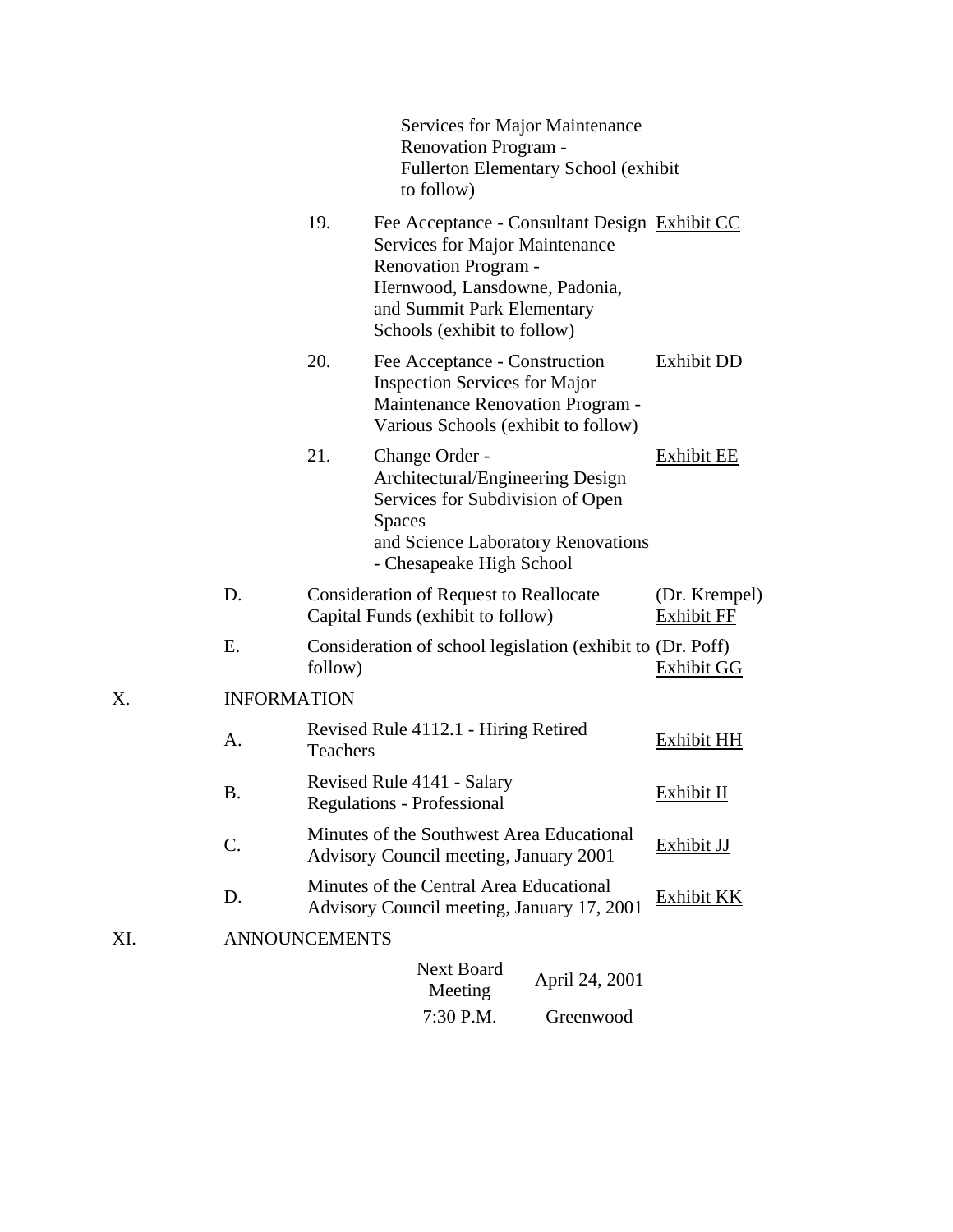Services for Major Maintenance Renovation Program - Fullerton Elementary School (exhibit to follow)

19. Fee Acceptance - Consultant Design Services for Major Maintenance Renovation Program - Hernwood, Lansdowne, Padonia, and Summit Park Elementary Schools (exhibit to follow) — Exhibit CC

20. Fee Acceptance - Construction Inspection Services for Major Maintenance Renovation Program - Various Schools (exhibit to follow) — Exhibit DD

21. Change Order - Architectural/Engineering Design Services for Subdivision of Open Spaces and Science Laboratory Renovations - Chesapeake High School — Exhibit EE

D. Consideration of Request to Reallocate Capital Funds (exhibit to follow) — (Dr. Krempel) Exhibit FF

E. Consideration of school legislation (exhibit to follow) — (Dr. Poff) Exhibit GG

X. INFORMATION

A. Revised Rule 4112.1 - Hiring Retired Teachers — Exhibit HH

B. Revised Rule 4141 - Salary Regulations - Professional — Exhibit II

C. Minutes of the Southwest Area Educational Advisory Council meeting, January 2001 — Exhibit JJ

D. Minutes of the Central Area Educational Advisory Council meeting, January 17, 2001 — Exhibit KK

XI. ANNOUNCEMENTS

| | |
|---|---|
| Next Board Meeting | April 24, 2001 |
| 7:30 P.M. | Greenwood |